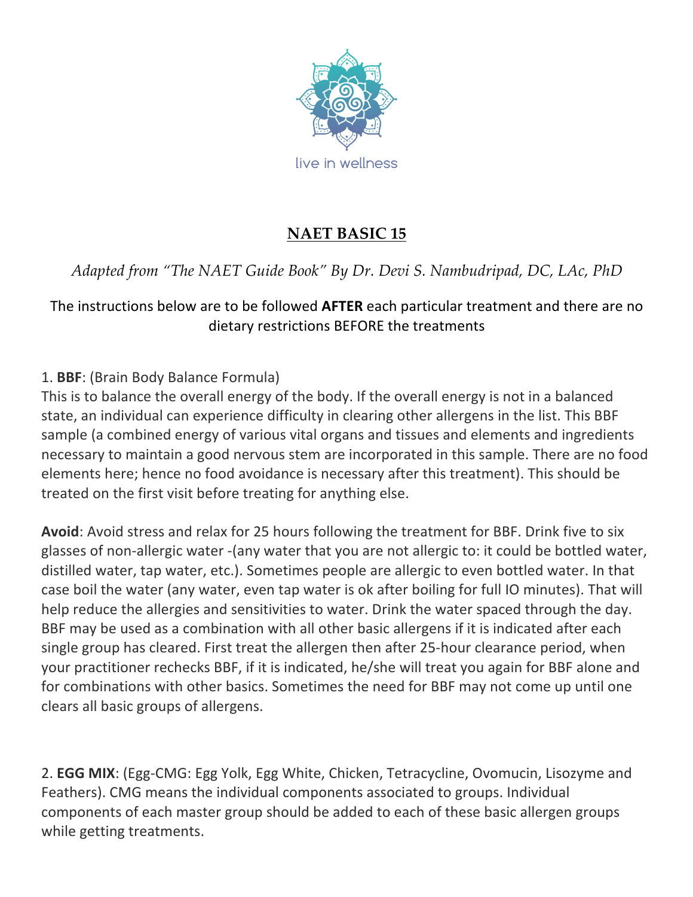live in wellness

# NAET BASIC 15

*Adapted from "The NAET Guide Book" By Dr. Devi S. Nambudripad, DC, LAc, PhD*

The instructions below are to be followed **AFTER** each particular treatment and there are no dietary restrictions BEFORE the treatments

1. **BBF**: (Brain Body Balance Formula)
This is to balance the overall energy of the body. If the overall energy is not in a balanced state, an individual can experience difficulty in clearing other allergens in the list. This BBF sample (a combined energy of various vital organs and tissues and elements and ingredients necessary to maintain a good nervous stem are incorporated in this sample. There are no food elements here; hence no food avoidance is necessary after this treatment). This should be treated on the first visit before treating for anything else.

**Avoid**: Avoid stress and relax for 25 hours following the treatment for BBF. Drink five to six glasses of non-allergic water -(any water that you are not allergic to: it could be bottled water, distilled water, tap water, etc.). Sometimes people are allergic to even bottled water. In that case boil the water (any water, even tap water is ok after boiling for full IO minutes). That will help reduce the allergies and sensitivities to water. Drink the water spaced through the day. BBF may be used as a combination with all other basic allergens if it is indicated after each single group has cleared. First treat the allergen then after 25-hour clearance period, when your practitioner rechecks BBF, if it is indicated, he/she will treat you again for BBF alone and for combinations with other basics. Sometimes the need for BBF may not come up until one clears all basic groups of allergens.

2. **EGG MIX**: (Egg-CMG: Egg Yolk, Egg White, Chicken, Tetracycline, Ovomucin, Lisozyme and Feathers). CMG means the individual components associated to groups. Individual components of each master group should be added to each of these basic allergen groups while getting treatments.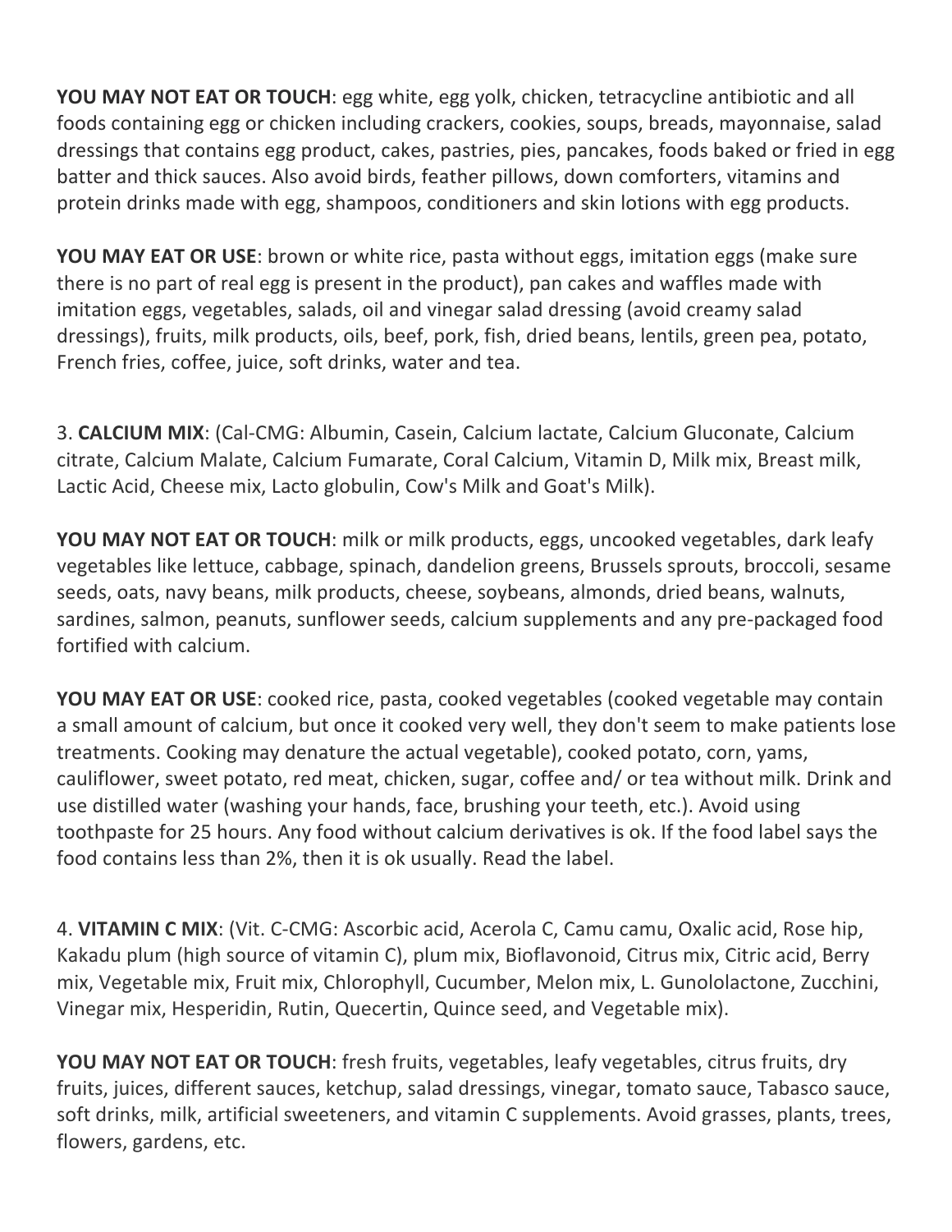**YOU MAY NOT EAT OR TOUCH**: egg white, egg yolk, chicken, tetracycline antibiotic and all foods containing egg or chicken including crackers, cookies, soups, breads, mayonnaise, salad dressings that contains egg product, cakes, pastries, pies, pancakes, foods baked or fried in egg batter and thick sauces. Also avoid birds, feather pillows, down comforters, vitamins and protein drinks made with egg, shampoos, conditioners and skin lotions with egg products.

**YOU MAY EAT OR USE**: brown or white rice, pasta without eggs, imitation eggs (make sure there is no part of real egg is present in the product), pan cakes and waffles made with imitation eggs, vegetables, salads, oil and vinegar salad dressing (avoid creamy salad dressings), fruits, milk products, oils, beef, pork, fish, dried beans, lentils, green pea, potato, French fries, coffee, juice, soft drinks, water and tea.

3. **CALCIUM MIX**: (Cal-CMG: Albumin, Casein, Calcium lactate, Calcium Gluconate, Calcium citrate, Calcium Malate, Calcium Fumarate, Coral Calcium, Vitamin D, Milk mix, Breast milk, Lactic Acid, Cheese mix, Lacto globulin, Cow's Milk and Goat's Milk).

**YOU MAY NOT EAT OR TOUCH**: milk or milk products, eggs, uncooked vegetables, dark leafy vegetables like lettuce, cabbage, spinach, dandelion greens, Brussels sprouts, broccoli, sesame seeds, oats, navy beans, milk products, cheese, soybeans, almonds, dried beans, walnuts, sardines, salmon, peanuts, sunflower seeds, calcium supplements and any pre-packaged food fortified with calcium.

**YOU MAY EAT OR USE**: cooked rice, pasta, cooked vegetables (cooked vegetable may contain a small amount of calcium, but once it cooked very well, they don't seem to make patients lose treatments. Cooking may denature the actual vegetable), cooked potato, corn, yams, cauliflower, sweet potato, red meat, chicken, sugar, coffee and/ or tea without milk. Drink and use distilled water (washing your hands, face, brushing your teeth, etc.). Avoid using toothpaste for 25 hours. Any food without calcium derivatives is ok. If the food label says the food contains less than 2%, then it is ok usually. Read the label.

4. **VITAMIN C MIX**: (Vit. C-CMG: Ascorbic acid, Acerola C, Camu camu, Oxalic acid, Rose hip, Kakadu plum (high source of vitamin C), plum mix, Bioflavonoid, Citrus mix, Citric acid, Berry mix, Vegetable mix, Fruit mix, Chlorophyll, Cucumber, Melon mix, L. Gunololactone, Zucchini, Vinegar mix, Hesperidin, Rutin, Quecertin, Quince seed, and Vegetable mix).

**YOU MAY NOT EAT OR TOUCH**: fresh fruits, vegetables, leafy vegetables, citrus fruits, dry fruits, juices, different sauces, ketchup, salad dressings, vinegar, tomato sauce, Tabasco sauce, soft drinks, milk, artificial sweeteners, and vitamin C supplements. Avoid grasses, plants, trees, flowers, gardens, etc.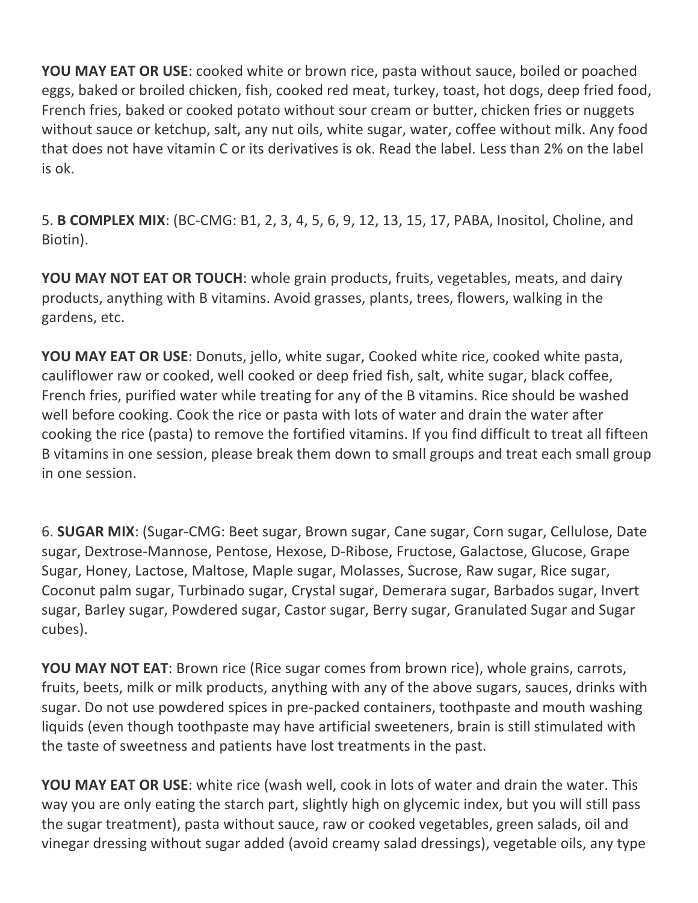**YOU MAY EAT OR USE**: cooked white or brown rice, pasta without sauce, boiled or poached eggs, baked or broiled chicken, fish, cooked red meat, turkey, toast, hot dogs, deep fried food, French fries, baked or cooked potato without sour cream or butter, chicken fries or nuggets without sauce or ketchup, salt, any nut oils, white sugar, water, coffee without milk. Any food that does not have vitamin C or its derivatives is ok. Read the label. Less than 2% on the label is ok.

5. **B COMPLEX MIX**: (BC-CMG: B1, 2, 3, 4, 5, 6, 9, 12, 13, 15, 17, PABA, Inositol, Choline, and Biotin).

**YOU MAY NOT EAT OR TOUCH**: whole grain products, fruits, vegetables, meats, and dairy products, anything with B vitamins. Avoid grasses, plants, trees, flowers, walking in the gardens, etc.

**YOU MAY EAT OR USE**: Donuts, jello, white sugar, Cooked white rice, cooked white pasta, cauliflower raw or cooked, well cooked or deep fried fish, salt, white sugar, black coffee, French fries, purified water while treating for any of the B vitamins. Rice should be washed well before cooking. Cook the rice or pasta with lots of water and drain the water after cooking the rice (pasta) to remove the fortified vitamins. If you find difficult to treat all fifteen B vitamins in one session, please break them down to small groups and treat each small group in one session.

6. **SUGAR MIX**: (Sugar-CMG: Beet sugar, Brown sugar, Cane sugar, Corn sugar, Cellulose, Date sugar, Dextrose-Mannose, Pentose, Hexose, D-Ribose, Fructose, Galactose, Glucose, Grape Sugar, Honey, Lactose, Maltose, Maple sugar, Molasses, Sucrose, Raw sugar, Rice sugar, Coconut palm sugar, Turbinado sugar, Crystal sugar, Demerara sugar, Barbados sugar, Invert sugar, Barley sugar, Powdered sugar, Castor sugar, Berry sugar, Granulated Sugar and Sugar cubes).

**YOU MAY NOT EAT**: Brown rice (Rice sugar comes from brown rice), whole grains, carrots, fruits, beets, milk or milk products, anything with any of the above sugars, sauces, drinks with sugar. Do not use powdered spices in pre-packed containers, toothpaste and mouth washing liquids (even though toothpaste may have artificial sweeteners, brain is still stimulated with the taste of sweetness and patients have lost treatments in the past.

**YOU MAY EAT OR USE**: white rice (wash well, cook in lots of water and drain the water. This way you are only eating the starch part, slightly high on glycemic index, but you will still pass the sugar treatment), pasta without sauce, raw or cooked vegetables, green salads, oil and vinegar dressing without sugar added (avoid creamy salad dressings), vegetable oils, any type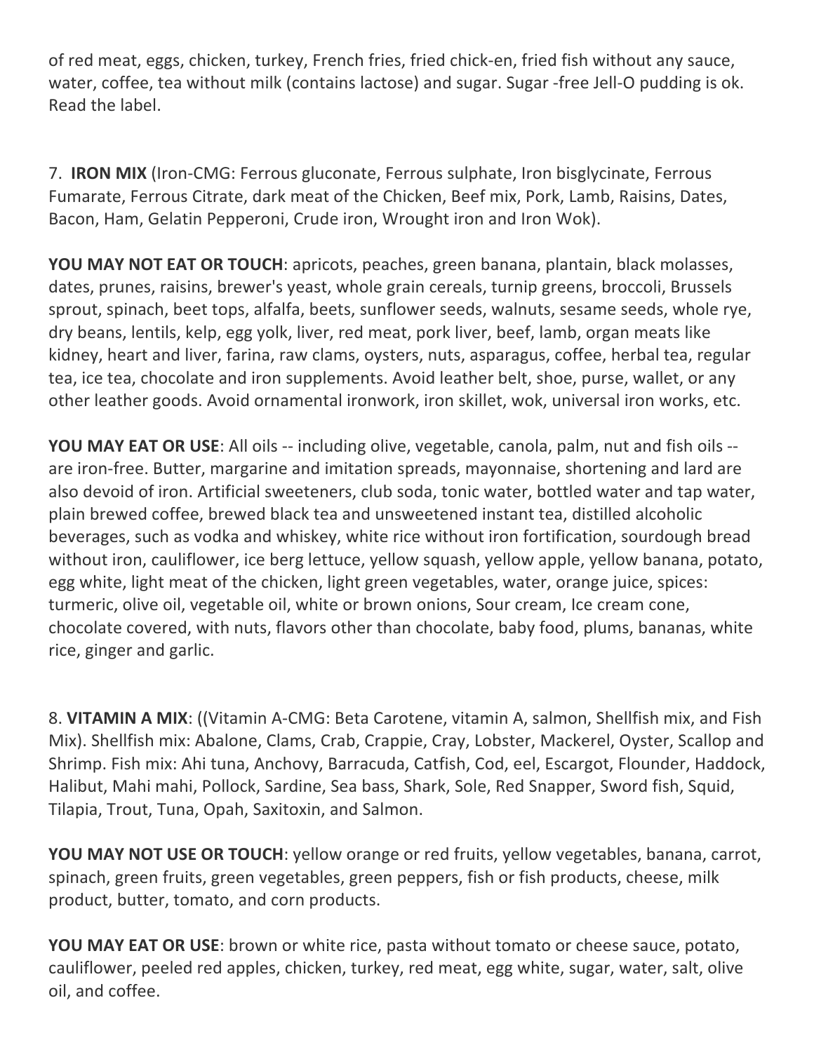of red meat, eggs, chicken, turkey, French fries, fried chick-en, fried fish without any sauce, water, coffee, tea without milk (contains lactose) and sugar. Sugar -free Jell-O pudding is ok. Read the label.

7. **IRON MIX** (Iron-CMG: Ferrous gluconate, Ferrous sulphate, Iron bisglycinate, Ferrous Fumarate, Ferrous Citrate, dark meat of the Chicken, Beef mix, Pork, Lamb, Raisins, Dates, Bacon, Ham, Gelatin Pepperoni, Crude iron, Wrought iron and Iron Wok).

**YOU MAY NOT EAT OR TOUCH**: apricots, peaches, green banana, plantain, black molasses, dates, prunes, raisins, brewer's yeast, whole grain cereals, turnip greens, broccoli, Brussels sprout, spinach, beet tops, alfalfa, beets, sunflower seeds, walnuts, sesame seeds, whole rye, dry beans, lentils, kelp, egg yolk, liver, red meat, pork liver, beef, lamb, organ meats like kidney, heart and liver, farina, raw clams, oysters, nuts, asparagus, coffee, herbal tea, regular tea, ice tea, chocolate and iron supplements. Avoid leather belt, shoe, purse, wallet, or any other leather goods. Avoid ornamental ironwork, iron skillet, wok, universal iron works, etc.

**YOU MAY EAT OR USE**: All oils -- including olive, vegetable, canola, palm, nut and fish oils -- are iron-free. Butter, margarine and imitation spreads, mayonnaise, shortening and lard are also devoid of iron. Artificial sweeteners, club soda, tonic water, bottled water and tap water, plain brewed coffee, brewed black tea and unsweetened instant tea, distilled alcoholic beverages, such as vodka and whiskey, white rice without iron fortification, sourdough bread without iron, cauliflower, ice berg lettuce, yellow squash, yellow apple, yellow banana, potato, egg white, light meat of the chicken, light green vegetables, water, orange juice, spices: turmeric, olive oil, vegetable oil, white or brown onions, Sour cream, Ice cream cone, chocolate covered, with nuts, flavors other than chocolate, baby food, plums, bananas, white rice, ginger and garlic.

8. **VITAMIN A MIX**: ((Vitamin A-CMG: Beta Carotene, vitamin A, salmon, Shellfish mix, and Fish Mix). Shellfish mix: Abalone, Clams, Crab, Crappie, Cray, Lobster, Mackerel, Oyster, Scallop and Shrimp. Fish mix: Ahi tuna, Anchovy, Barracuda, Catfish, Cod, eel, Escargot, Flounder, Haddock, Halibut, Mahi mahi, Pollock, Sardine, Sea bass, Shark, Sole, Red Snapper, Sword fish, Squid, Tilapia, Trout, Tuna, Opah, Saxitoxin, and Salmon.

**YOU MAY NOT USE OR TOUCH**: yellow orange or red fruits, yellow vegetables, banana, carrot, spinach, green fruits, green vegetables, green peppers, fish or fish products, cheese, milk product, butter, tomato, and corn products.

**YOU MAY EAT OR USE**: brown or white rice, pasta without tomato or cheese sauce, potato, cauliflower, peeled red apples, chicken, turkey, red meat, egg white, sugar, water, salt, olive oil, and coffee.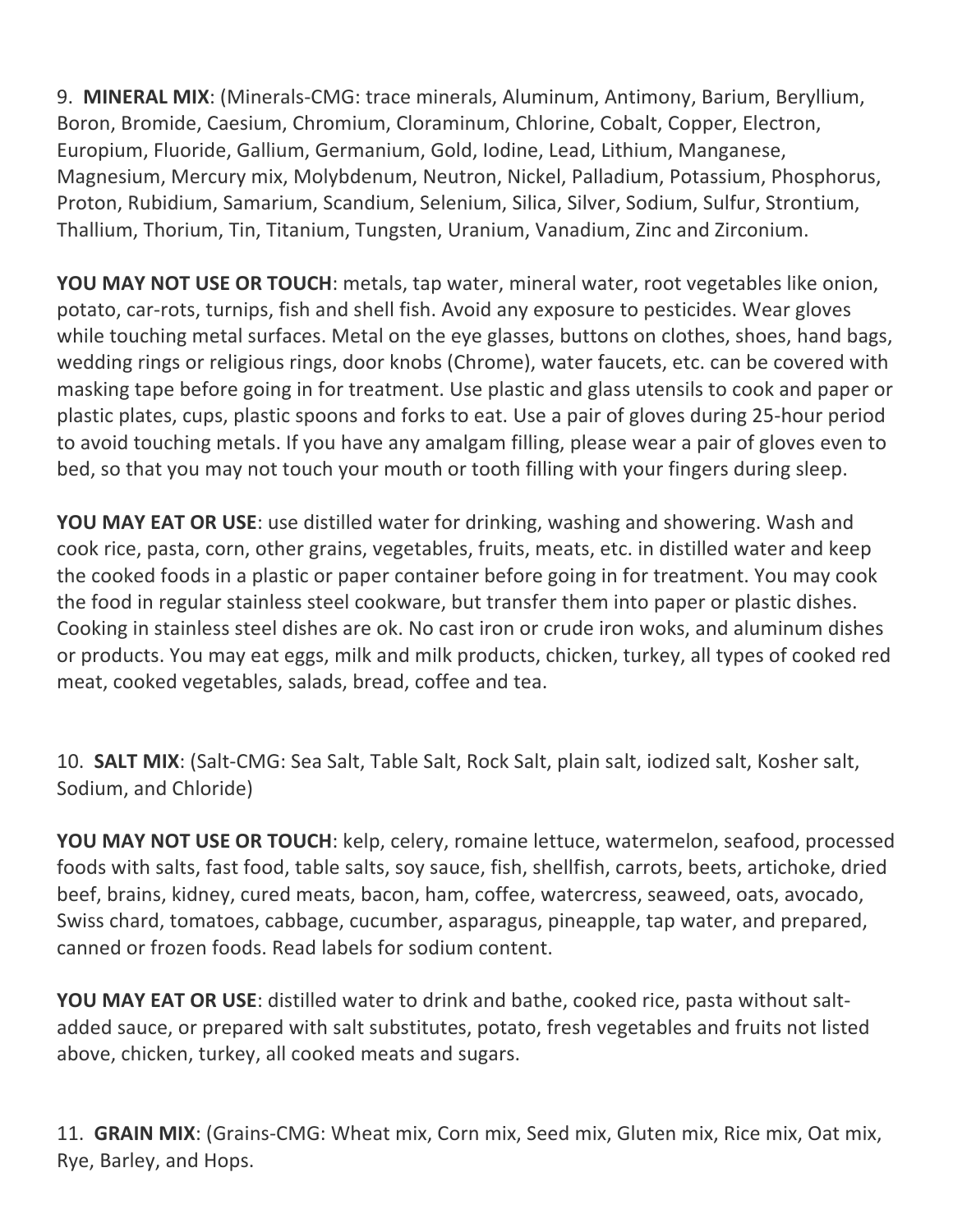9. **MINERAL MIX**: (Minerals-CMG: trace minerals, Aluminum, Antimony, Barium, Beryllium, Boron, Bromide, Caesium, Chromium, Cloraminum, Chlorine, Cobalt, Copper, Electron, Europium, Fluoride, Gallium, Germanium, Gold, Iodine, Lead, Lithium, Manganese, Magnesium, Mercury mix, Molybdenum, Neutron, Nickel, Palladium, Potassium, Phosphorus, Proton, Rubidium, Samarium, Scandium, Selenium, Silica, Silver, Sodium, Sulfur, Strontium, Thallium, Thorium, Tin, Titanium, Tungsten, Uranium, Vanadium, Zinc and Zirconium.

**YOU MAY NOT USE OR TOUCH**: metals, tap water, mineral water, root vegetables like onion, potato, car-rots, turnips, fish and shell fish. Avoid any exposure to pesticides. Wear gloves while touching metal surfaces. Metal on the eye glasses, buttons on clothes, shoes, hand bags, wedding rings or religious rings, door knobs (Chrome), water faucets, etc. can be covered with masking tape before going in for treatment. Use plastic and glass utensils to cook and paper or plastic plates, cups, plastic spoons and forks to eat. Use a pair of gloves during 25-hour period to avoid touching metals. If you have any amalgam filling, please wear a pair of gloves even to bed, so that you may not touch your mouth or tooth filling with your fingers during sleep.

**YOU MAY EAT OR USE**: use distilled water for drinking, washing and showering. Wash and cook rice, pasta, corn, other grains, vegetables, fruits, meats, etc. in distilled water and keep the cooked foods in a plastic or paper container before going in for treatment. You may cook the food in regular stainless steel cookware, but transfer them into paper or plastic dishes. Cooking in stainless steel dishes are ok. No cast iron or crude iron woks, and aluminum dishes or products. You may eat eggs, milk and milk products, chicken, turkey, all types of cooked red meat, cooked vegetables, salads, bread, coffee and tea.

10. **SALT MIX**: (Salt-CMG: Sea Salt, Table Salt, Rock Salt, plain salt, iodized salt, Kosher salt, Sodium, and Chloride)

**YOU MAY NOT USE OR TOUCH**: kelp, celery, romaine lettuce, watermelon, seafood, processed foods with salts, fast food, table salts, soy sauce, fish, shellfish, carrots, beets, artichoke, dried beef, brains, kidney, cured meats, bacon, ham, coffee, watercress, seaweed, oats, avocado, Swiss chard, tomatoes, cabbage, cucumber, asparagus, pineapple, tap water, and prepared, canned or frozen foods. Read labels for sodium content.

**YOU MAY EAT OR USE**: distilled water to drink and bathe, cooked rice, pasta without salt-added sauce, or prepared with salt substitutes, potato, fresh vegetables and fruits not listed above, chicken, turkey, all cooked meats and sugars.

11. **GRAIN MIX**: (Grains-CMG: Wheat mix, Corn mix, Seed mix, Gluten mix, Rice mix, Oat mix, Rye, Barley, and Hops.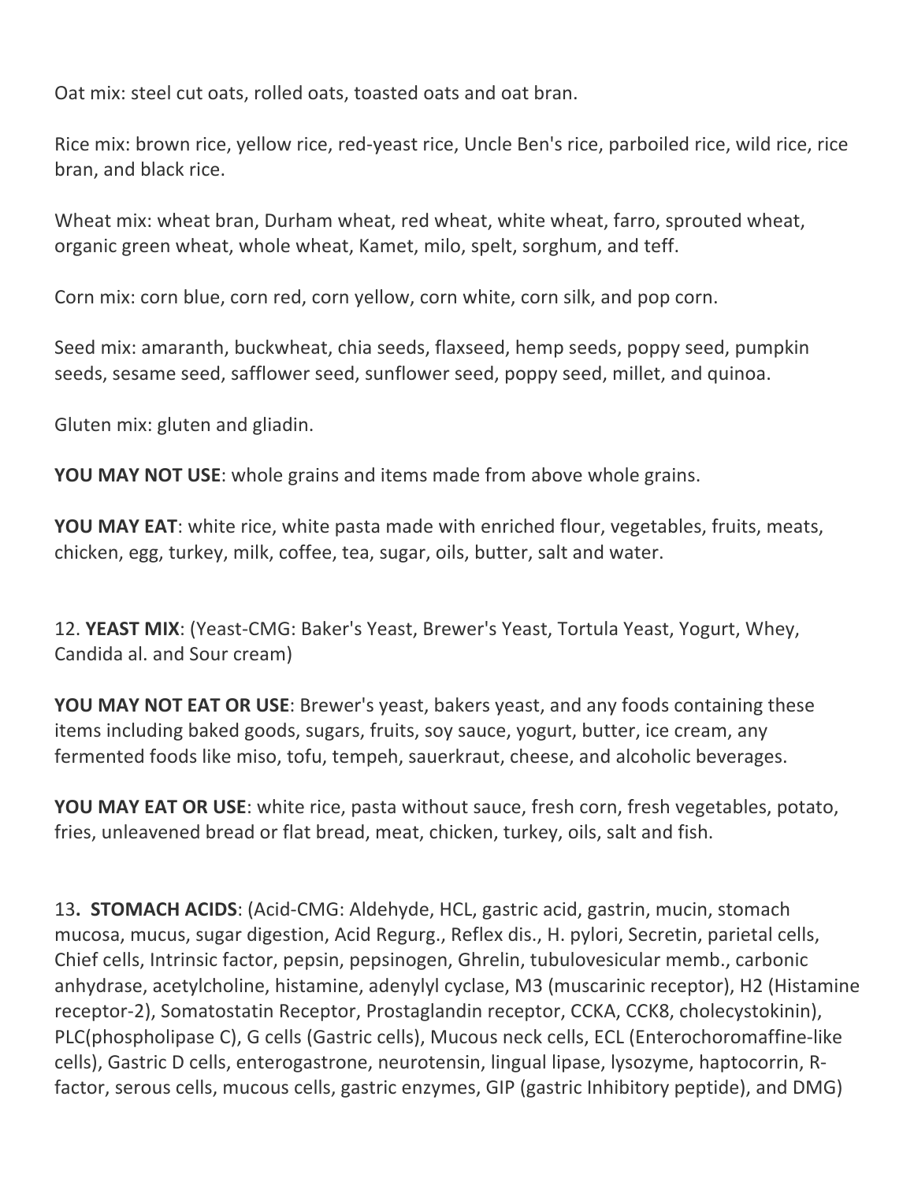Oat mix: steel cut oats, rolled oats, toasted oats and oat bran.

Rice mix: brown rice, yellow rice, red-yeast rice, Uncle Ben's rice, parboiled rice, wild rice, rice bran, and black rice.

Wheat mix: wheat bran, Durham wheat, red wheat, white wheat, farro, sprouted wheat, organic green wheat, whole wheat, Kamet, milo, spelt, sorghum, and teff.

Corn mix: corn blue, corn red, corn yellow, corn white, corn silk, and pop corn.

Seed mix: amaranth, buckwheat, chia seeds, flaxseed, hemp seeds, poppy seed, pumpkin seeds, sesame seed, safflower seed, sunflower seed, poppy seed, millet, and quinoa.

Gluten mix: gluten and gliadin.

**YOU MAY NOT USE**: whole grains and items made from above whole grains.

**YOU MAY EAT**: white rice, white pasta made with enriched flour, vegetables, fruits, meats, chicken, egg, turkey, milk, coffee, tea, sugar, oils, butter, salt and water.

12. **YEAST MIX**: (Yeast-CMG: Baker's Yeast, Brewer's Yeast, Tortula Yeast, Yogurt, Whey, Candida al. and Sour cream)

**YOU MAY NOT EAT OR USE**: Brewer's yeast, bakers yeast, and any foods containing these items including baked goods, sugars, fruits, soy sauce, yogurt, butter, ice cream, any fermented foods like miso, tofu, tempeh, sauerkraut, cheese, and alcoholic beverages.

**YOU MAY EAT OR USE**: white rice, pasta without sauce, fresh corn, fresh vegetables, potato, fries, unleavened bread or flat bread, meat, chicken, turkey, oils, salt and fish.

13**. STOMACH ACIDS**: (Acid-CMG: Aldehyde, HCL, gastric acid, gastrin, mucin, stomach mucosa, mucus, sugar digestion, Acid Regurg., Reflex dis., H. pylori, Secretin, parietal cells, Chief cells, Intrinsic factor, pepsin, pepsinogen, Ghrelin, tubulovesicular memb., carbonic anhydrase, acetylcholine, histamine, adenylyl cyclase, M3 (muscarinic receptor), H2 (Histamine receptor-2), Somatostatin Receptor, Prostaglandin receptor, CCKA, CCK8, cholecystokinin), PLC(phospholipase C), G cells (Gastric cells), Mucous neck cells, ECL (Enterochoromaffine-like cells), Gastric D cells, enterogastrone, neurotensin, lingual lipase, lysozyme, haptocorrin, R-factor, serous cells, mucous cells, gastric enzymes, GIP (gastric Inhibitory peptide), and DMG)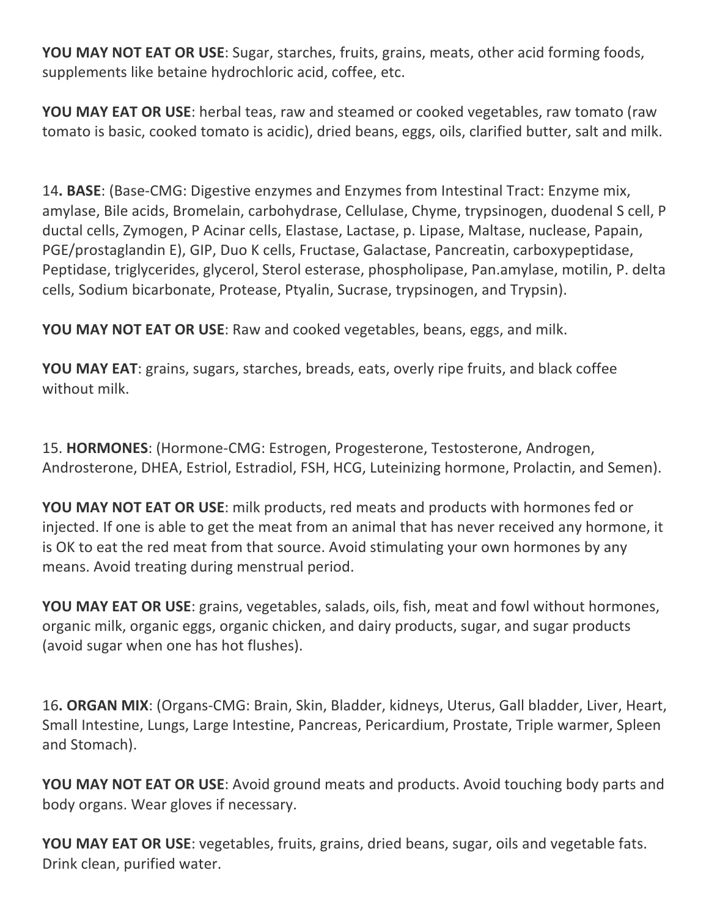**YOU MAY NOT EAT OR USE**: Sugar, starches, fruits, grains, meats, other acid forming foods, supplements like betaine hydrochloric acid, coffee, etc.

**YOU MAY EAT OR USE**: herbal teas, raw and steamed or cooked vegetables, raw tomato (raw tomato is basic, cooked tomato is acidic), dried beans, eggs, oils, clarified butter, salt and milk.

14**. BASE**: (Base-CMG: Digestive enzymes and Enzymes from Intestinal Tract: Enzyme mix, amylase, Bile acids, Bromelain, carbohydrase, Cellulase, Chyme, trypsinogen, duodenal S cell, P ductal cells, Zymogen, P Acinar cells, Elastase, Lactase, p. Lipase, Maltase, nuclease, Papain, PGE/prostaglandin E), GIP, Duo K cells, Fructase, Galactase, Pancreatin, carboxypeptidase, Peptidase, triglycerides, glycerol, Sterol esterase, phospholipase, Pan.amylase, motilin, P. delta cells, Sodium bicarbonate, Protease, Ptyalin, Sucrase, trypsinogen, and Trypsin).

**YOU MAY NOT EAT OR USE**: Raw and cooked vegetables, beans, eggs, and milk.

**YOU MAY EAT**: grains, sugars, starches, breads, eats, overly ripe fruits, and black coffee without milk.

15. **HORMONES**: (Hormone-CMG: Estrogen, Progesterone, Testosterone, Androgen, Androsterone, DHEA, Estriol, Estradiol, FSH, HCG, Luteinizing hormone, Prolactin, and Semen).

**YOU MAY NOT EAT OR USE**: milk products, red meats and products with hormones fed or injected. If one is able to get the meat from an animal that has never received any hormone, it is OK to eat the red meat from that source. Avoid stimulating your own hormones by any means. Avoid treating during menstrual period.

**YOU MAY EAT OR USE**: grains, vegetables, salads, oils, fish, meat and fowl without hormones, organic milk, organic eggs, organic chicken, and dairy products, sugar, and sugar products (avoid sugar when one has hot flushes).

16**. ORGAN MIX**: (Organs-CMG: Brain, Skin, Bladder, kidneys, Uterus, Gall bladder, Liver, Heart, Small Intestine, Lungs, Large Intestine, Pancreas, Pericardium, Prostate, Triple warmer, Spleen and Stomach).

**YOU MAY NOT EAT OR USE**: Avoid ground meats and products. Avoid touching body parts and body organs. Wear gloves if necessary.

**YOU MAY EAT OR USE**: vegetables, fruits, grains, dried beans, sugar, oils and vegetable fats. Drink clean, purified water.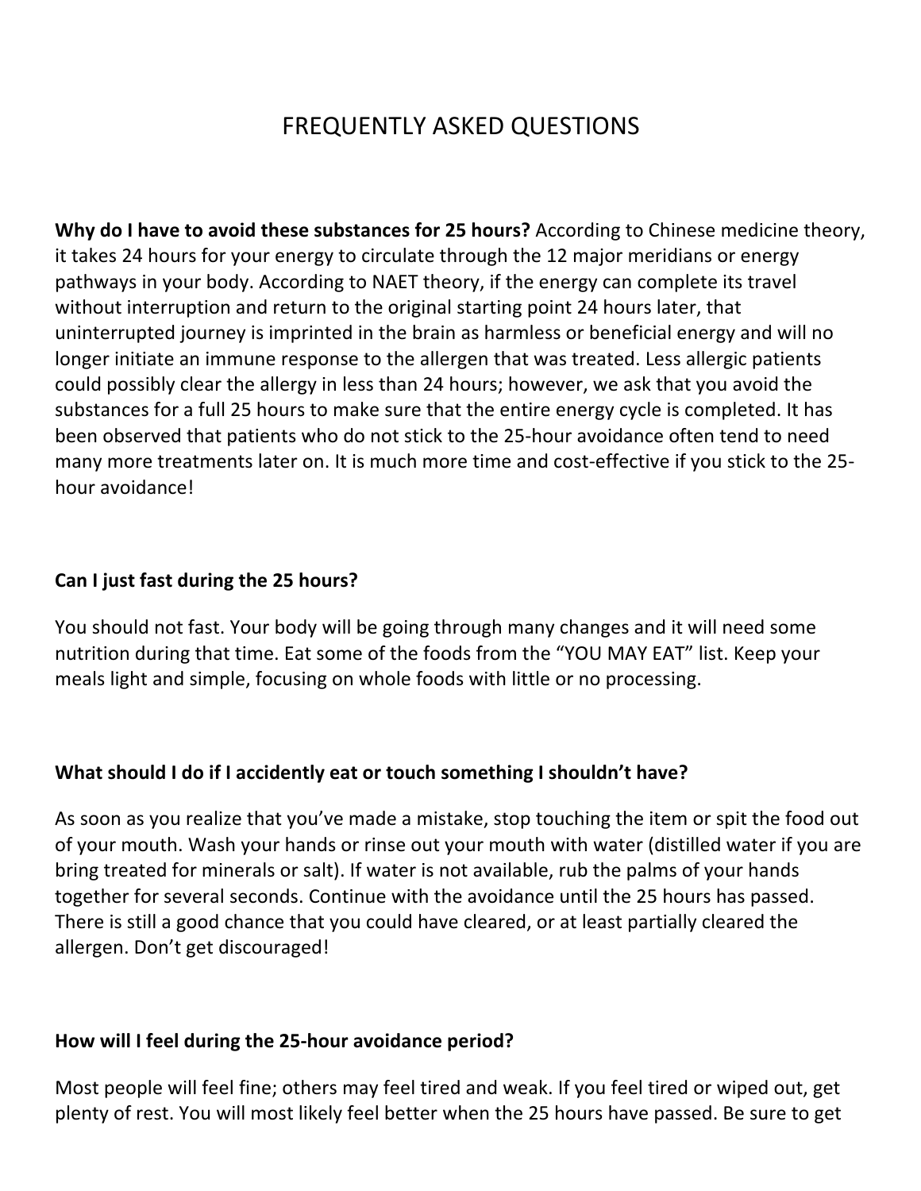# FREQUENTLY ASKED QUESTIONS

**Why do I have to avoid these substances for 25 hours?** According to Chinese medicine theory, it takes 24 hours for your energy to circulate through the 12 major meridians or energy pathways in your body. According to NAET theory, if the energy can complete its travel without interruption and return to the original starting point 24 hours later, that uninterrupted journey is imprinted in the brain as harmless or beneficial energy and will no longer initiate an immune response to the allergen that was treated. Less allergic patients could possibly clear the allergy in less than 24 hours; however, we ask that you avoid the substances for a full 25 hours to make sure that the entire energy cycle is completed. It has been observed that patients who do not stick to the 25-hour avoidance often tend to need many more treatments later on. It is much more time and cost-effective if you stick to the 25-hour avoidance!

**Can I just fast during the 25 hours?**

You should not fast. Your body will be going through many changes and it will need some nutrition during that time. Eat some of the foods from the "YOU MAY EAT" list. Keep your meals light and simple, focusing on whole foods with little or no processing.

**What should I do if I accidently eat or touch something I shouldn't have?**

As soon as you realize that you've made a mistake, stop touching the item or spit the food out of your mouth. Wash your hands or rinse out your mouth with water (distilled water if you are bring treated for minerals or salt). If water is not available, rub the palms of your hands together for several seconds. Continue with the avoidance until the 25 hours has passed. There is still a good chance that you could have cleared, or at least partially cleared the allergen. Don't get discouraged!

**How will I feel during the 25-hour avoidance period?**

Most people will feel fine; others may feel tired and weak. If you feel tired or wiped out, get plenty of rest. You will most likely feel better when the 25 hours have passed. Be sure to get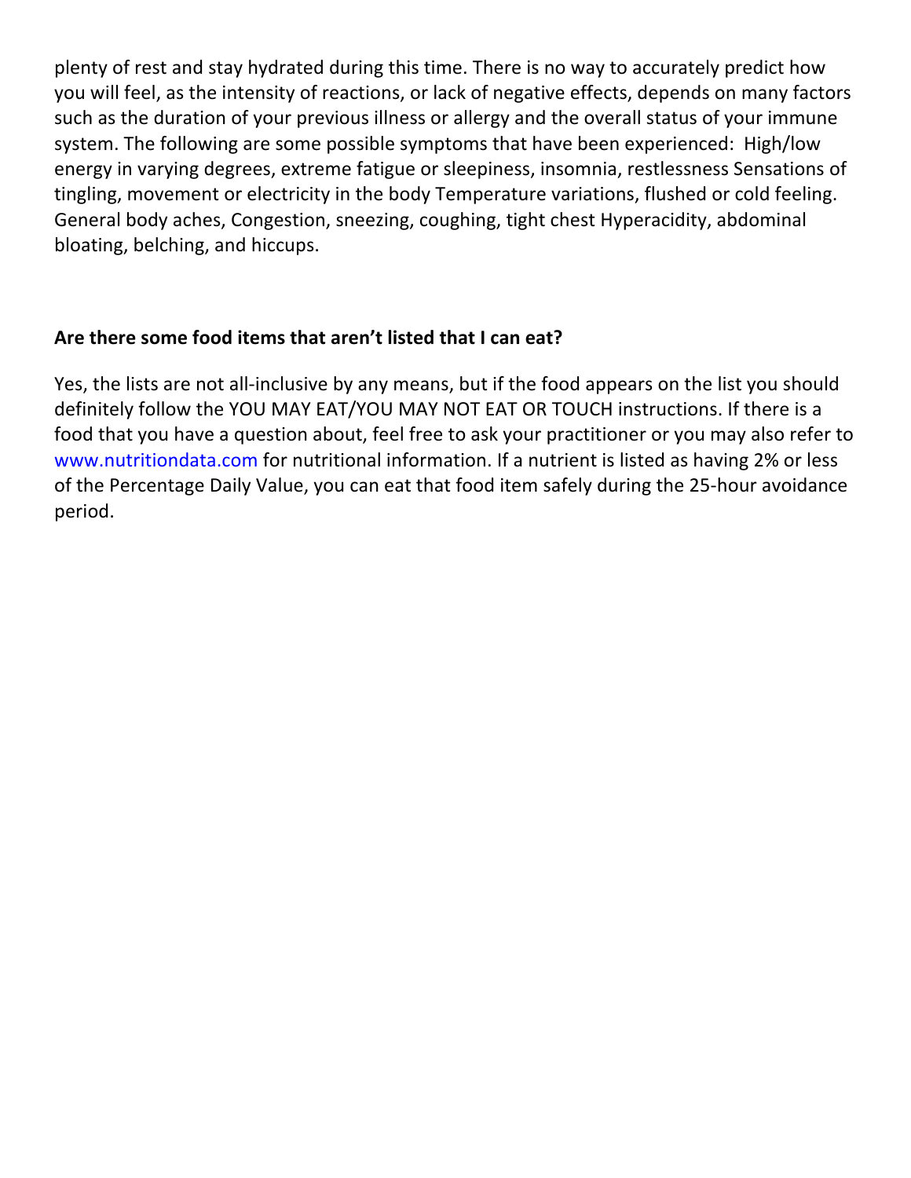plenty of rest and stay hydrated during this time. There is no way to accurately predict how you will feel, as the intensity of reactions, or lack of negative effects, depends on many factors such as the duration of your previous illness or allergy and the overall status of your immune system. The following are some possible symptoms that have been experienced:  High/low energy in varying degrees, extreme fatigue or sleepiness, insomnia, restlessness Sensations of tingling, movement or electricity in the body Temperature variations, flushed or cold feeling. General body aches, Congestion, sneezing, coughing, tight chest Hyperacidity, abdominal bloating, belching, and hiccups.

**Are there some food items that aren't listed that I can eat?**

Yes, the lists are not all-inclusive by any means, but if the food appears on the list you should definitely follow the YOU MAY EAT/YOU MAY NOT EAT OR TOUCH instructions. If there is a food that you have a question about, feel free to ask your practitioner or you may also refer to www.nutritiondata.com for nutritional information. If a nutrient is listed as having 2% or less of the Percentage Daily Value, you can eat that food item safely during the 25-hour avoidance period.